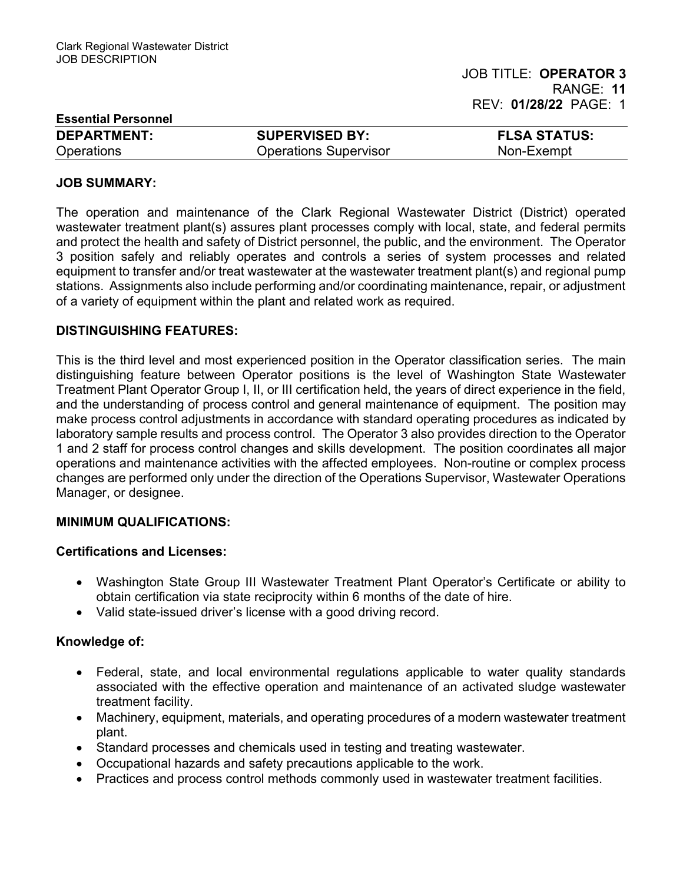Clark Regional Wastewater District
JOB DESCRIPTION

JOB TITLE: **OPERATOR 3**
RANGE: **11**
REV: **01/28/22** PAGE: 1

**Essential Personnel**

| **DEPARTMENT:** | **SUPERVISED BY:** | **FLSA STATUS:** |
| --- | --- | --- |
| Operations | Operations Supervisor | Non-Exempt |

## JOB SUMMARY:

The operation and maintenance of the Clark Regional Wastewater District (District) operated wastewater treatment plant(s) assures plant processes comply with local, state, and federal permits and protect the health and safety of District personnel, the public, and the environment. The Operator 3 position safely and reliably operates and controls a series of system processes and related equipment to transfer and/or treat wastewater at the wastewater treatment plant(s) and regional pump stations. Assignments also include performing and/or coordinating maintenance, repair, or adjustment of a variety of equipment within the plant and related work as required.

## DISTINGUISHING FEATURES:

This is the third level and most experienced position in the Operator classification series. The main distinguishing feature between Operator positions is the level of Washington State Wastewater Treatment Plant Operator Group I, II, or III certification held, the years of direct experience in the field, and the understanding of process control and general maintenance of equipment. The position may make process control adjustments in accordance with standard operating procedures as indicated by laboratory sample results and process control. The Operator 3 also provides direction to the Operator 1 and 2 staff for process control changes and skills development. The position coordinates all major operations and maintenance activities with the affected employees. Non-routine or complex process changes are performed only under the direction of the Operations Supervisor, Wastewater Operations Manager, or designee.

## MINIMUM QUALIFICATIONS:

### Certifications and Licenses:

- Washington State Group III Wastewater Treatment Plant Operator's Certificate or ability to obtain certification via state reciprocity within 6 months of the date of hire.
- Valid state-issued driver's license with a good driving record.

### Knowledge of:

- Federal, state, and local environmental regulations applicable to water quality standards associated with the effective operation and maintenance of an activated sludge wastewater treatment facility.
- Machinery, equipment, materials, and operating procedures of a modern wastewater treatment plant.
- Standard processes and chemicals used in testing and treating wastewater.
- Occupational hazards and safety precautions applicable to the work.
- Practices and process control methods commonly used in wastewater treatment facilities.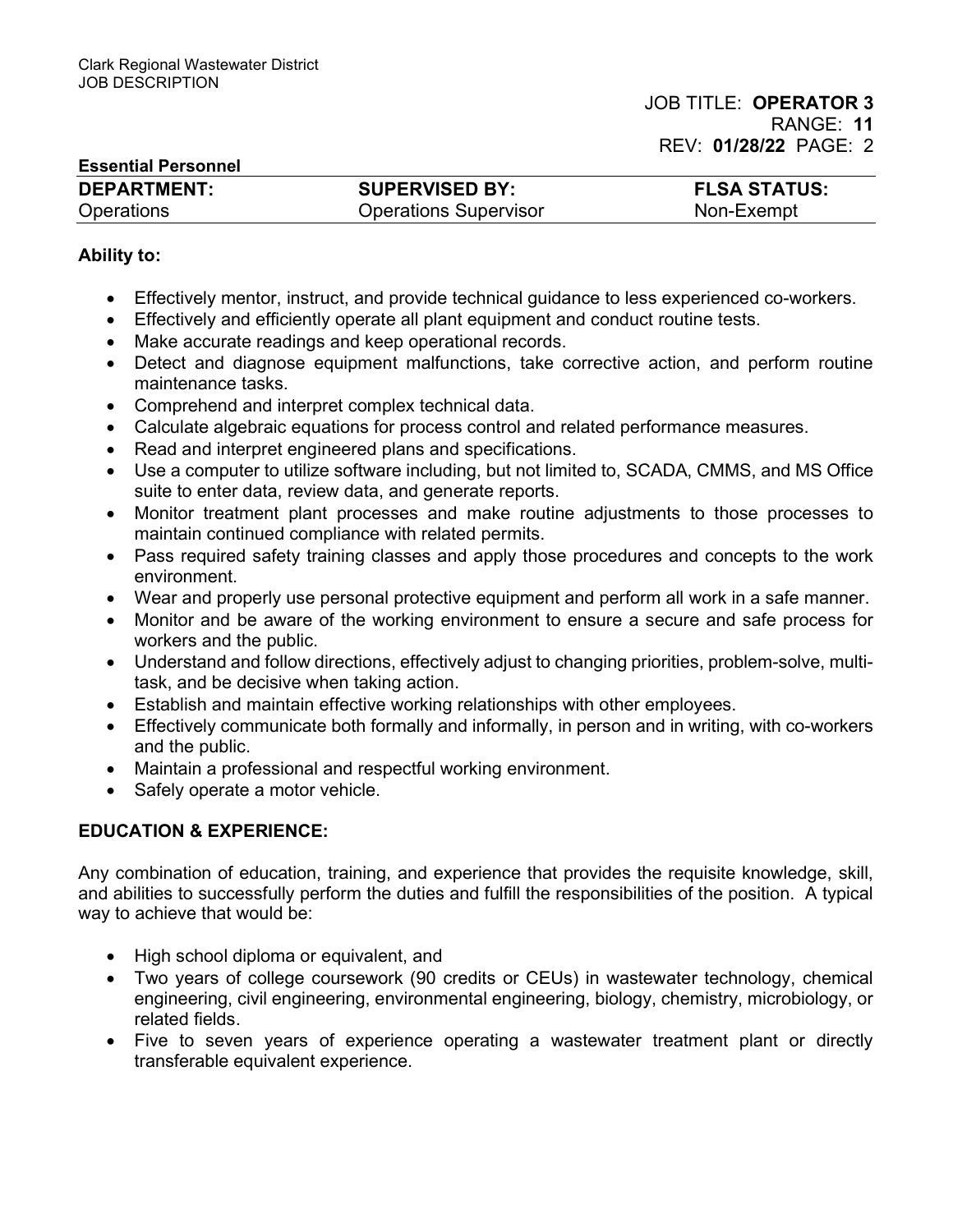**Essential Personnel**

| DEPARTMENT: | SUPERVISED BY: | FLSA STATUS: |
|---|---|---|
| Operations | Operations Supervisor | Non-Exempt |

**Ability to:**

- Effectively mentor, instruct, and provide technical guidance to less experienced co-workers.
- Effectively and efficiently operate all plant equipment and conduct routine tests.
- Make accurate readings and keep operational records.
- Detect and diagnose equipment malfunctions, take corrective action, and perform routine maintenance tasks.
- Comprehend and interpret complex technical data.
- Calculate algebraic equations for process control and related performance measures.
- Read and interpret engineered plans and specifications.
- Use a computer to utilize software including, but not limited to, SCADA, CMMS, and MS Office suite to enter data, review data, and generate reports.
- Monitor treatment plant processes and make routine adjustments to those processes to maintain continued compliance with related permits.
- Pass required safety training classes and apply those procedures and concepts to the work environment.
- Wear and properly use personal protective equipment and perform all work in a safe manner.
- Monitor and be aware of the working environment to ensure a secure and safe process for workers and the public.
- Understand and follow directions, effectively adjust to changing priorities, problem-solve, multi-task, and be decisive when taking action.
- Establish and maintain effective working relationships with other employees.
- Effectively communicate both formally and informally, in person and in writing, with co-workers and the public.
- Maintain a professional and respectful working environment.
- Safely operate a motor vehicle.

## EDUCATION & EXPERIENCE:

Any combination of education, training, and experience that provides the requisite knowledge, skill, and abilities to successfully perform the duties and fulfill the responsibilities of the position. A typical way to achieve that would be:

- High school diploma or equivalent, and
- Two years of college coursework (90 credits or CEUs) in wastewater technology, chemical engineering, civil engineering, environmental engineering, biology, chemistry, microbiology, or related fields.
- Five to seven years of experience operating a wastewater treatment plant or directly transferable equivalent experience.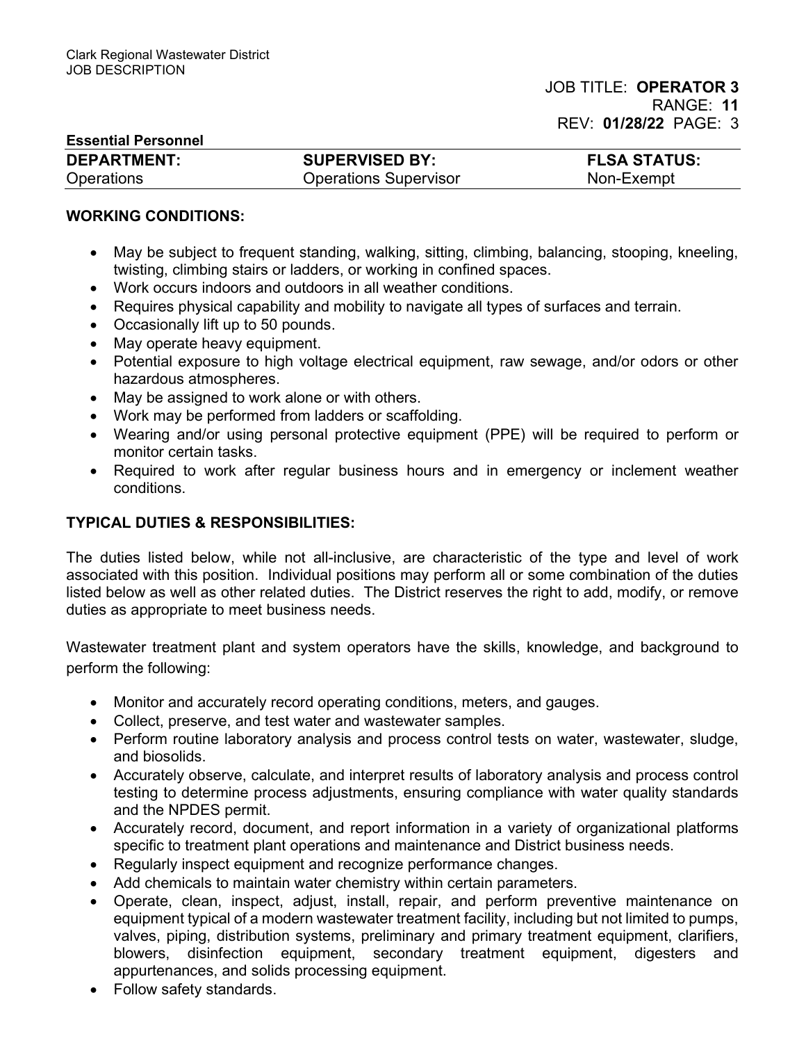**WORKING CONDITIONS:**

- May be subject to frequent standing, walking, sitting, climbing, balancing, stooping, kneeling, twisting, climbing stairs or ladders, or working in confined spaces.
- Work occurs indoors and outdoors in all weather conditions.
- Requires physical capability and mobility to navigate all types of surfaces and terrain.
- Occasionally lift up to 50 pounds.
- May operate heavy equipment.
- Potential exposure to high voltage electrical equipment, raw sewage, and/or odors or other hazardous atmospheres.
- May be assigned to work alone or with others.
- Work may be performed from ladders or scaffolding.
- Wearing and/or using personal protective equipment (PPE) will be required to perform or monitor certain tasks.
- Required to work after regular business hours and in emergency or inclement weather conditions.

**TYPICAL DUTIES & RESPONSIBILITIES:**

The duties listed below, while not all-inclusive, are characteristic of the type and level of work associated with this position. Individual positions may perform all or some combination of the duties listed below as well as other related duties. The District reserves the right to add, modify, or remove duties as appropriate to meet business needs.

Wastewater treatment plant and system operators have the skills, knowledge, and background to perform the following:

- Monitor and accurately record operating conditions, meters, and gauges.
- Collect, preserve, and test water and wastewater samples.
- Perform routine laboratory analysis and process control tests on water, wastewater, sludge, and biosolids.
- Accurately observe, calculate, and interpret results of laboratory analysis and process control testing to determine process adjustments, ensuring compliance with water quality standards and the NPDES permit.
- Accurately record, document, and report information in a variety of organizational platforms specific to treatment plant operations and maintenance and District business needs.
- Regularly inspect equipment and recognize performance changes.
- Add chemicals to maintain water chemistry within certain parameters.
- Operate, clean, inspect, adjust, install, repair, and perform preventive maintenance on equipment typical of a modern wastewater treatment facility, including but not limited to pumps, valves, piping, distribution systems, preliminary and primary treatment equipment, clarifiers, blowers, disinfection equipment, secondary treatment equipment, digesters and appurtenances, and solids processing equipment.
- Follow safety standards.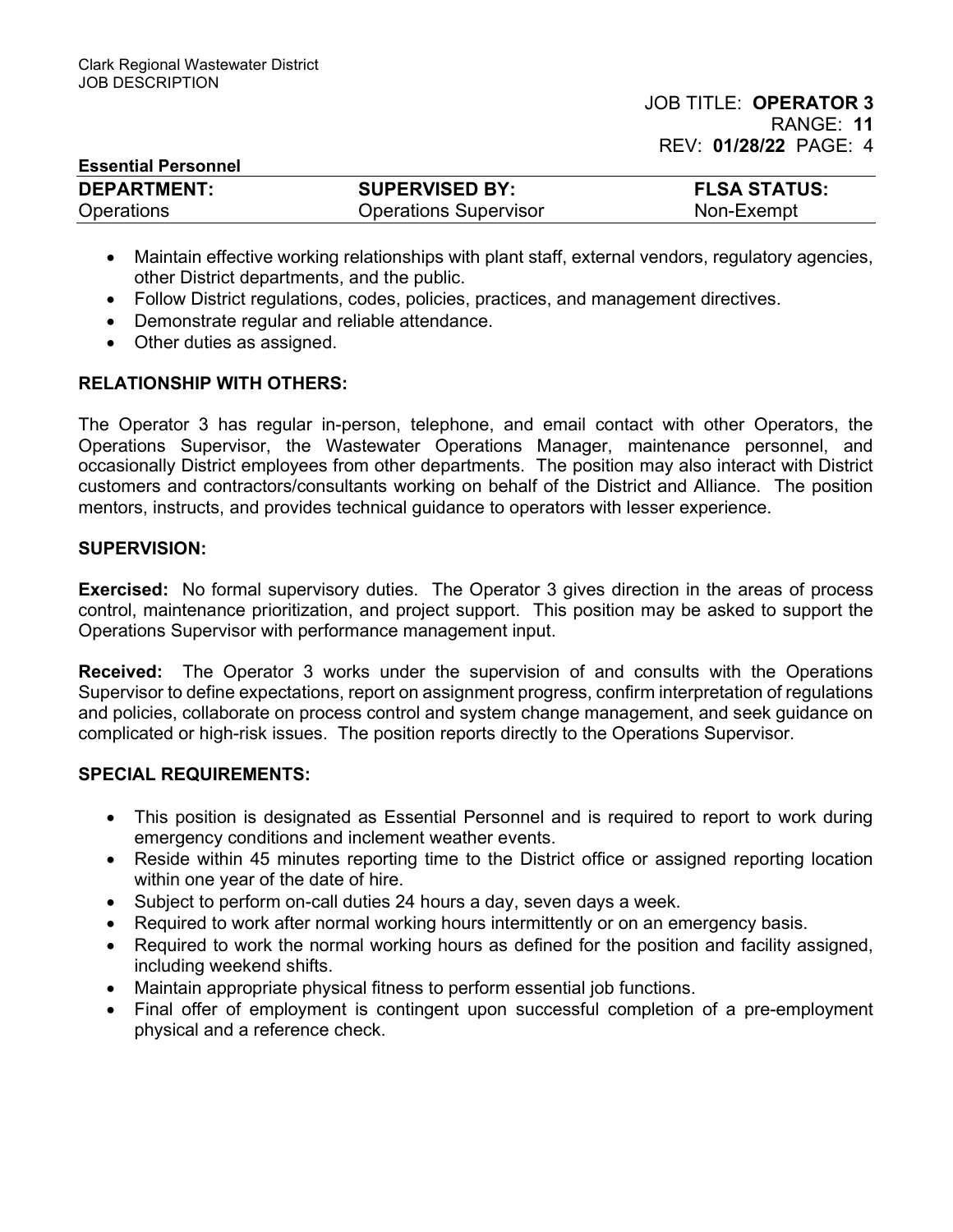- Maintain effective working relationships with plant staff, external vendors, regulatory agencies, other District departments, and the public.
- Follow District regulations, codes, policies, practices, and management directives.
- Demonstrate regular and reliable attendance.
- Other duties as assigned.

## RELATIONSHIP WITH OTHERS:

The Operator 3 has regular in-person, telephone, and email contact with other Operators, the Operations Supervisor, the Wastewater Operations Manager, maintenance personnel, and occasionally District employees from other departments. The position may also interact with District customers and contractors/consultants working on behalf of the District and Alliance. The position mentors, instructs, and provides technical guidance to operators with lesser experience.

## SUPERVISION:

**Exercised:** No formal supervisory duties. The Operator 3 gives direction in the areas of process control, maintenance prioritization, and project support. This position may be asked to support the Operations Supervisor with performance management input.

**Received:** The Operator 3 works under the supervision of and consults with the Operations Supervisor to define expectations, report on assignment progress, confirm interpretation of regulations and policies, collaborate on process control and system change management, and seek guidance on complicated or high-risk issues. The position reports directly to the Operations Supervisor.

## SPECIAL REQUIREMENTS:

- This position is designated as Essential Personnel and is required to report to work during emergency conditions and inclement weather events.
- Reside within 45 minutes reporting time to the District office or assigned reporting location within one year of the date of hire.
- Subject to perform on-call duties 24 hours a day, seven days a week.
- Required to work after normal working hours intermittently or on an emergency basis.
- Required to work the normal working hours as defined for the position and facility assigned, including weekend shifts.
- Maintain appropriate physical fitness to perform essential job functions.
- Final offer of employment is contingent upon successful completion of a pre-employment physical and a reference check.